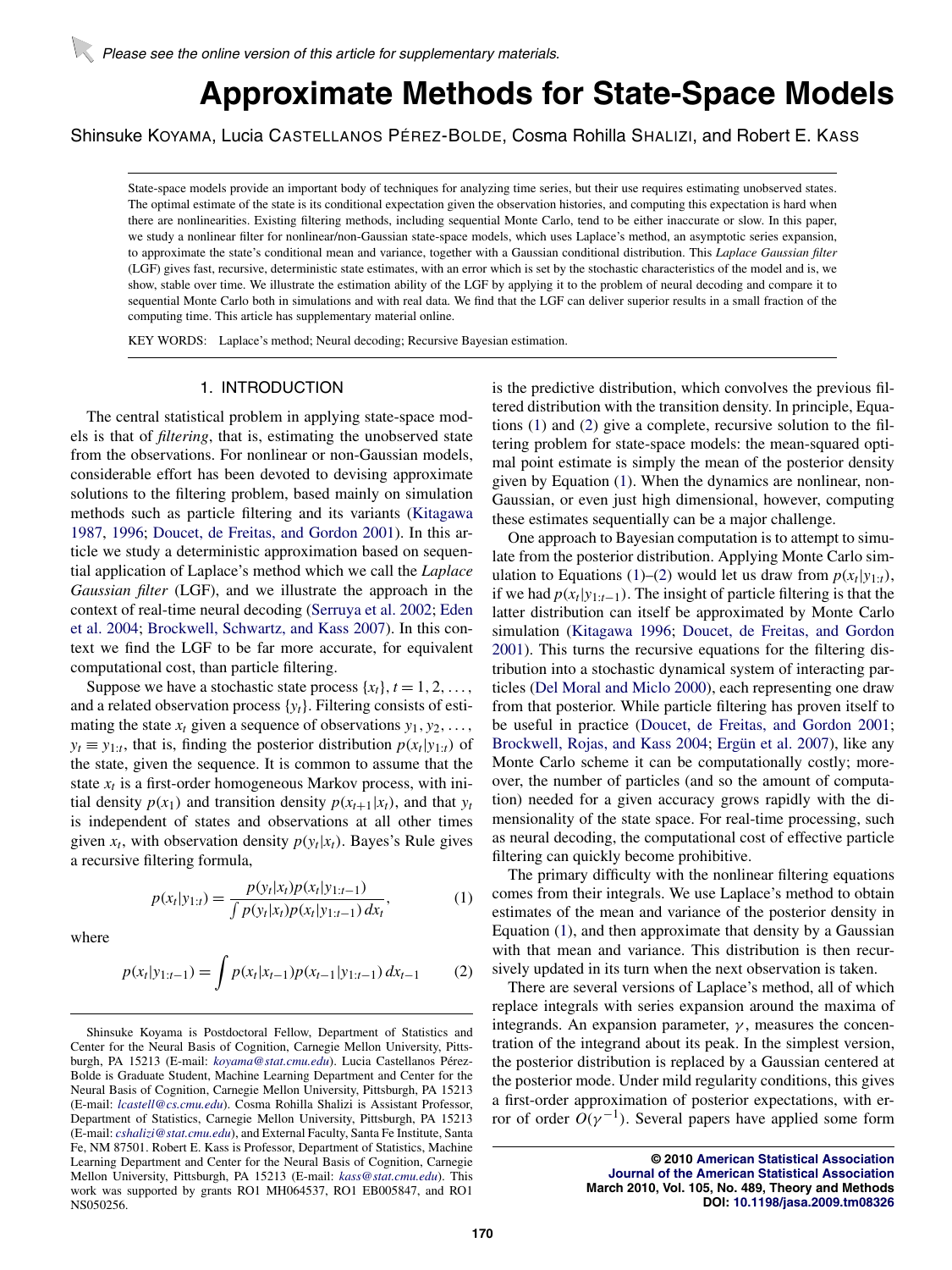Please see the online version of this article for supplementary materials.

# Approximate Methods for State-Space Models

Shinsuke KOYAMA, Lucia CASTELLANOS PÉREZ-BOLDE, Cosma Rohilla SHALIZI, and Robert E. KASS

State-space models provide an important body of techniques for analyzing time series, but their use requires estimating unobserved states. The optimal estimate of the state is its conditional expectation given the observation histories, and computing this expectation is hard when there are nonlinearities. Existing filtering methods, including sequential Monte Carlo, tend to be either inaccurate or slow. In this paper, we study a nonlinear filter for nonlinear/non-Gaussian state-space models, which uses Laplace's method, an asymptotic series expansion, to approximate the state's conditional mean and variance, together with a Gaussian conditional distribution. This *Laplace Gaussian filter* (LGF) gives fast, recursive, deterministic state estimates, with an error which is set by the stochastic characteristics of the model and is, we show, stable over time. We illustrate the estimation ability of the LGF by applying it to the problem of neural decoding and compare it to sequential Monte Carlo both in simulations and with real data. We find that the LGF can deliver superior results in a small fraction of the computing time. This article has supplementary material online.

KEY WORDS: Laplace's method; Neural decoding; Recursive Bayesian estimation.

## 1. INTRODUCTION

The central statistical problem in applying state-space models is that of *filtering*, that is, estimating the unobserved state from the observations. For nonlinear or non-Gaussian models, considerable effort has been devoted to devising approximate solutions to the filtering problem, based mainly on simulation methods such as particle filtering and its variants (Kitagawa 1987, 1996; Doucet, de Freitas, and Gordon 2001). In this article we study a deterministic approximation based on sequential application of Laplace's method which we call the *Laplace Gaussian filter* (LGF), and we illustrate the approach in the context of real-time neural decoding (Serruya et al. 2002; Eden et al. 2004; Brockwell, Schwartz, and Kass 2007). In this context we find the LGF to be far more accurate, for equivalent computational cost, than particle filtering.

Suppose we have a stochastic state process $\{x_t\}$, $t = 1, 2, \ldots,$ and a related observation process $\{y_t\}$. Filtering consists of estimating the state $x_t$ given a sequence of observations $y_1, y_2, \ldots,$ $y_t \equiv y_{1:t}$, that is, finding the posterior distribution $p(x_t|y_{1:t})$ of the state, given the sequence. It is common to assume that the state $x_t$ is a first-order homogeneous Markov process, with initial density $p(x_1)$ and transition density $p(x_{t+1}|x_t)$, and that $y_t$ is independent of states and observations at all other times given $x_t$, with observation density $p(y_t|x_t)$. Bayes's Rule gives a recursive filtering formula,

$$p(x_t|y_{1:t}) = \frac{p(y_t|x_t)p(x_t|y_{1:t-1})}{\int p(y_t|x_t)p(x_t|y_{1:t-1})\,dx_t}, \tag{1}$$

where

$$p(x_t|y_{1:t-1}) = \int p(x_t|x_{t-1})p(x_{t-1}|y_{1:t-1})\,dx_{t-1} \tag{2}$$

is the predictive distribution, which convolves the previous filtered distribution with the transition density. In principle, Equations (1) and (2) give a complete, recursive solution to the filtering problem for state-space models: the mean-squared optimal point estimate is simply the mean of the posterior density given by Equation (1). When the dynamics are nonlinear, non-Gaussian, or even just high dimensional, however, computing these estimates sequentially can be a major challenge.

One approach to Bayesian computation is to attempt to simulate from the posterior distribution. Applying Monte Carlo simulation to Equations (1)–(2) would let us draw from $p(x_t|y_{1:t})$, if we had $p(x_t|y_{1:t-1})$. The insight of particle filtering is that the latter distribution can itself be approximated by Monte Carlo simulation (Kitagawa 1996; Doucet, de Freitas, and Gordon 2001). This turns the recursive equations for the filtering distribution into a stochastic dynamical system of interacting particles (Del Moral and Miclo 2000), each representing one draw from that posterior. While particle filtering has proven itself to be useful in practice (Doucet, de Freitas, and Gordon 2001; Brockwell, Rojas, and Kass 2004; Ergün et al. 2007), like any Monte Carlo scheme it can be computationally costly; moreover, the number of particles (and so the amount of computation) needed for a given accuracy grows rapidly with the dimensionality of the state space. For real-time processing, such as neural decoding, the computational cost of effective particle filtering can quickly become prohibitive.

The primary difficulty with the nonlinear filtering equations comes from their integrals. We use Laplace's method to obtain estimates of the mean and variance of the posterior density in Equation (1), and then approximate that density by a Gaussian with that mean and variance. This distribution is then recursively updated in its turn when the next observation is taken.

There are several versions of Laplace's method, all of which replace integrals with series expansion around the maxima of integrands. An expansion parameter, $\gamma$, measures the concentration of the integrand about its peak. In the simplest version, the posterior distribution is replaced by a Gaussian centered at the posterior mode. Under mild regularity conditions, this gives a first-order approximation of posterior expectations, with error of order $O(\gamma^{-1})$. Several papers have applied some form

Shinsuke Koyama is Postdoctoral Fellow, Department of Statistics and Center for the Neural Basis of Cognition, Carnegie Mellon University, Pittsburgh, PA 15213 (E-mail: *koyama@stat.cmu.edu*). Lucia Castellanos Pérez-Bolde is Graduate Student, Machine Learning Department and Center for the Neural Basis of Cognition, Carnegie Mellon University, Pittsburgh, PA 15213 (E-mail: *lcastell@cs.cmu.edu*). Cosma Rohilla Shalizi is Assistant Professor, Department of Statistics, Carnegie Mellon University, Pittsburgh, PA 15213 (E-mail: *cshalizi@stat.cmu.edu*), and External Faculty, Santa Fe Institute, Santa Fe, NM 87501. Robert E. Kass is Professor, Department of Statistics, Machine Learning Department and Center for the Neural Basis of Cognition, Carnegie Mellon University, Pittsburgh, PA 15213 (E-mail: *kass@stat.cmu.edu*). This work was supported by grants RO1 MH064537, RO1 EB005847, and RO1 NS050256.

© 2010 American Statistical Association
Journal of the American Statistical Association
March 2010, Vol. 105, No. 489, Theory and Methods
DOI: 10.1198/jasa.2009.tm08326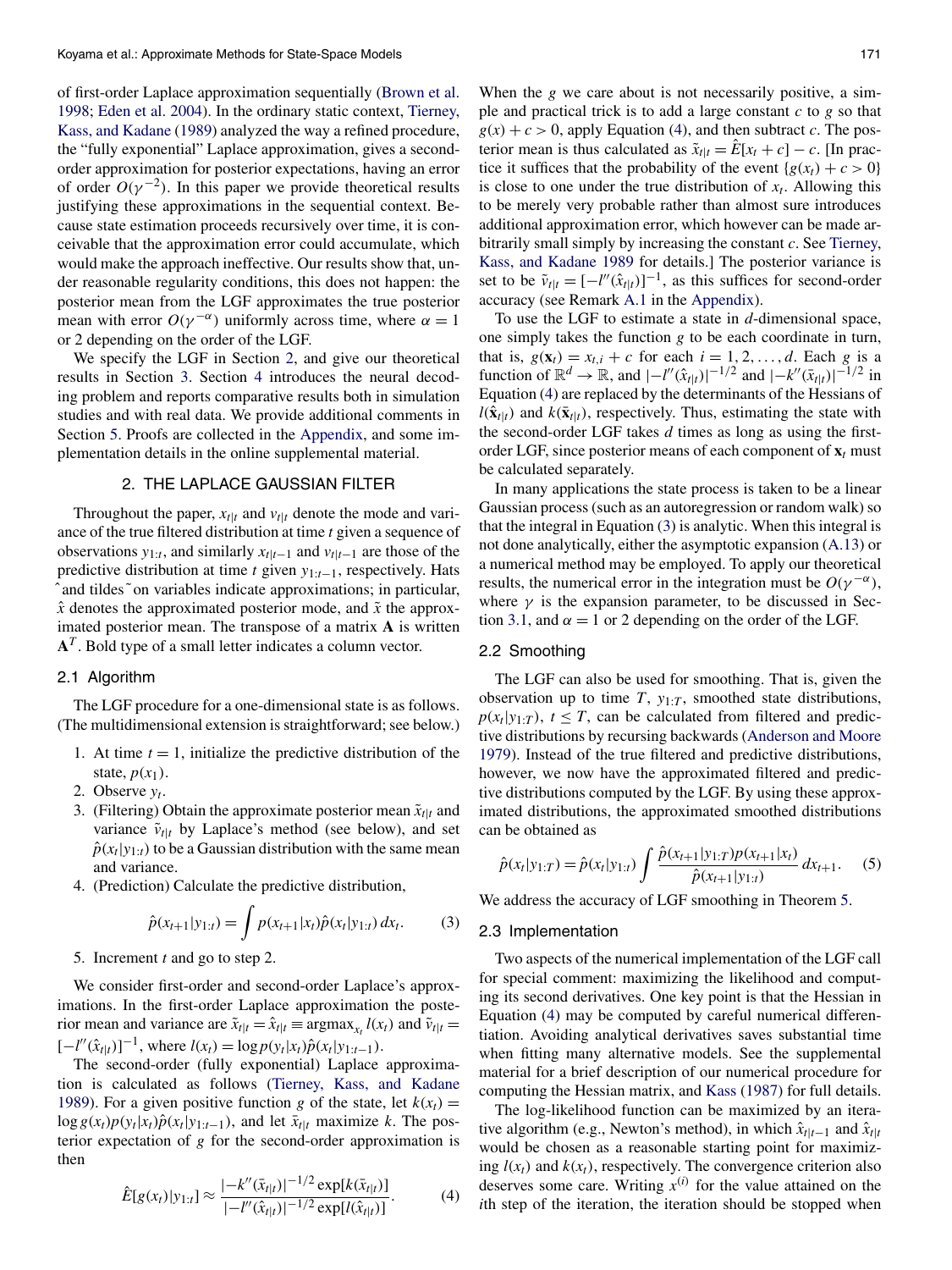of first-order Laplace approximation sequentially (Brown et al. 1998; Eden et al. 2004). In the ordinary static context, Tierney, Kass, and Kadane (1989) analyzed the way a refined procedure, the "fully exponential" Laplace approximation, gives a second-order approximation for posterior expectations, having an error of order $O(\gamma^{-2})$. In this paper we provide theoretical results justifying these approximations in the sequential context. Because state estimation proceeds recursively over time, it is conceivable that the approximation error could accumulate, which would make the approach ineffective. Our results show that, under reasonable regularity conditions, this does not happen: the posterior mean from the LGF approximates the true posterior mean with error $O(\gamma^{-\alpha})$ uniformly across time, where $\alpha = 1$ or 2 depending on the order of the LGF.

We specify the LGF in Section 2, and give our theoretical results in Section 3. Section 4 introduces the neural decoding problem and reports comparative results both in simulation studies and with real data. We provide additional comments in Section 5. Proofs are collected in the Appendix, and some implementation details in the online supplemental material.

## 2. THE LAPLACE GAUSSIAN FILTER

Throughout the paper, $x_{t|t}$ and $v_{t|t}$ denote the mode and variance of the true filtered distribution at time $t$ given a sequence of observations $y_{1:t}$, and similarly $x_{t|t-1}$ and $v_{t|t-1}$ are those of the predictive distribution at time $t$ given $y_{1:t-1}$, respectively. Hats $\hat{}$ and tildes $\tilde{}$ on variables indicate approximations; in particular, $\hat{x}$ denotes the approximated posterior mode, and $\tilde{x}$ the approximated posterior mean. The transpose of a matrix $\mathbf{A}$ is written $\mathbf{A}^T$. Bold type of a small letter indicates a column vector.

### 2.1 Algorithm

The LGF procedure for a one-dimensional state is as follows. (The multidimensional extension is straightforward; see below.)

1. At time $t = 1$, initialize the predictive distribution of the state, $p(x_1)$.
2. Observe $y_t$.
3. (Filtering) Obtain the approximate posterior mean $\tilde{x}_{t|t}$ and variance $\tilde{v}_{t|t}$ by Laplace's method (see below), and set $\hat{p}(x_t|y_{1:t})$ to be a Gaussian distribution with the same mean and variance.
4. (Prediction) Calculate the predictive distribution,
$$\hat{p}(x_{t+1}|y_{1:t}) = \int p(x_{t+1}|x_t)\hat{p}(x_t|y_{1:t})\, dx_t. \tag{3}$$
5. Increment $t$ and go to step 2.

We consider first-order and second-order Laplace's approximations. In the first-order Laplace approximation the posterior mean and variance are $\tilde{x}_{t|t} = \hat{x}_{t|t} \equiv \operatorname{argmax}_{x_t} l(x_t)$ and $\tilde{v}_{t|t} = [-l''(\hat{x}_{t|t})]^{-1}$, where $l(x_t) = \log p(y_t|x_t)\hat{p}(x_t|y_{1:t-1})$.

The second-order (fully exponential) Laplace approximation is calculated as follows (Tierney, Kass, and Kadane 1989). For a given positive function $g$ of the state, let $k(x_t) = \log g(x_t)p(y_t|x_t)\hat{p}(x_t|y_{1:t-1})$, and let $\bar{x}_{t|t}$ maximize $k$. The posterior expectation of $g$ for the second-order approximation is then

$$\hat{E}[g(x_t)|y_{1:t}] \approx \frac{|-k''(\bar{x}_{t|t})|^{-1/2}\exp[k(\bar{x}_{t|t})]}{|-l''(\hat{x}_{t|t})|^{-1/2}\exp[l(\hat{x}_{t|t})]}. \tag{4}$$

When the $g$ we care about is not necessarily positive, a simple and practical trick is to add a large constant $c$ to $g$ so that $g(x) + c > 0$, apply Equation (4), and then subtract $c$. The posterior mean is thus calculated as $\tilde{x}_{t|t} = \hat{E}[x_t + c] - c$. [In practice it suffices that the probability of the event $\{g(x_t) + c > 0\}$ is close to one under the true distribution of $x_t$. Allowing this to be merely very probable rather than almost sure introduces additional approximation error, which however can be made arbitrarily small simply by increasing the constant $c$. See Tierney, Kass, and Kadane 1989 for details.] The posterior variance is set to be $\tilde{v}_{t|t} = [-l''(\hat{x}_{t|t})]^{-1}$, as this suffices for second-order accuracy (see Remark A.1 in the Appendix).

To use the LGF to estimate a state in $d$-dimensional space, one simply takes the function $g$ to be each coordinate in turn, that is, $g(\mathbf{x}_t) = x_{t,i} + c$ for each $i = 1, 2, \ldots, d$. Each $g$ is a function of $\mathbb{R}^d \to \mathbb{R}$, and $|-l''(\hat{x}_{t|t})|^{-1/2}$ and $|-k''(\bar{x}_{t|t})|^{-1/2}$ in Equation (4) are replaced by the determinants of the Hessians of $l(\hat{\mathbf{x}}_{t|t})$ and $k(\bar{\mathbf{x}}_{t|t})$, respectively. Thus, estimating the state with the second-order LGF takes $d$ times as long as using the first-order LGF, since posterior means of each component of $\mathbf{x}_t$ must be calculated separately.

In many applications the state process is taken to be a linear Gaussian process (such as an autoregression or random walk) so that the integral in Equation (3) is analytic. When this integral is not done analytically, either the asymptotic expansion (A.13) or a numerical method may be employed. To apply our theoretical results, the numerical error in the integration must be $O(\gamma^{-\alpha})$, where $\gamma$ is the expansion parameter, to be discussed in Section 3.1, and $\alpha = 1$ or 2 depending on the order of the LGF.

### 2.2 Smoothing

The LGF can also be used for smoothing. That is, given the observation up to time $T$, $y_{1:T}$, smoothed state distributions, $p(x_t|y_{1:T})$, $t \le T$, can be calculated from filtered and predictive distributions by recursing backwards (Anderson and Moore 1979). Instead of the true filtered and predictive distributions, however, we now have the approximated filtered and predictive distributions computed by the LGF. By using these approximated distributions, the approximated smoothed distributions can be obtained as

$$\hat{p}(x_t|y_{1:T}) = \hat{p}(x_t|y_{1:t}) \int \frac{\hat{p}(x_{t+1}|y_{1:T})p(x_{t+1}|x_t)}{\hat{p}(x_{t+1}|y_{1:t})}\, dx_{t+1}. \tag{5}$$

We address the accuracy of LGF smoothing in Theorem 5.

### 2.3 Implementation

Two aspects of the numerical implementation of the LGF call for special comment: maximizing the likelihood and computing its second derivatives. One key point is that the Hessian in Equation (4) may be computed by careful numerical differentiation. Avoiding analytical derivatives saves substantial time when fitting many alternative models. See the supplemental material for a brief description of our numerical procedure for computing the Hessian matrix, and Kass (1987) for full details.

The log-likelihood function can be maximized by an iterative algorithm (e.g., Newton's method), in which $\hat{x}_{t|t-1}$ and $\hat{x}_{t|t}$ would be chosen as a reasonable starting point for maximizing $l(x_t)$ and $k(x_t)$, respectively. The convergence criterion also deserves some care. Writing $x^{(i)}$ for the value attained on the $i$th step of the iteration, the iteration should be stopped when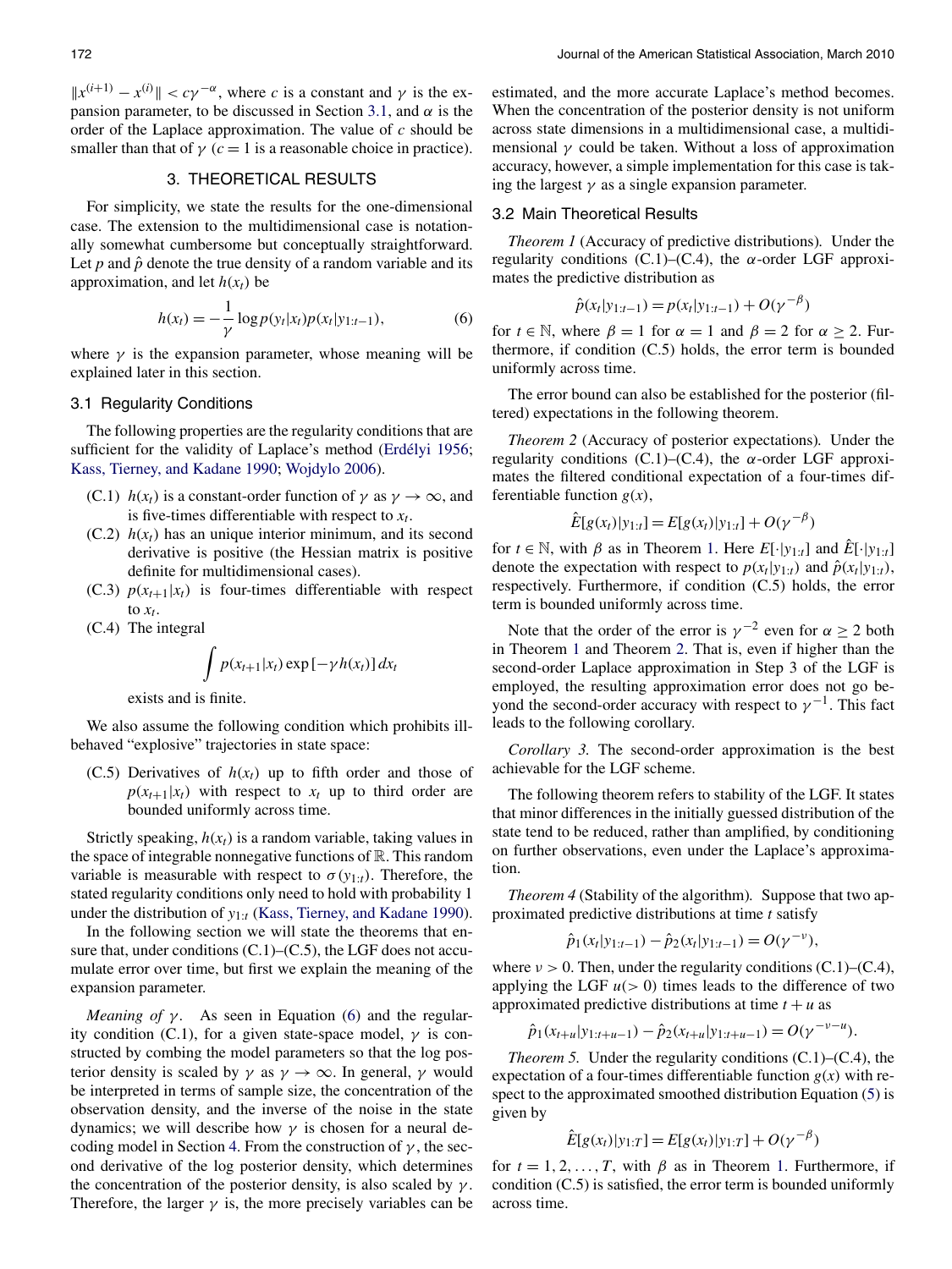$\|x^{(i+1)} - x^{(i)}\| < c\gamma^{-\alpha}$, where $c$ is a constant and $\gamma$ is the expansion parameter, to be discussed in Section 3.1, and $\alpha$ is the order of the Laplace approximation. The value of $c$ should be smaller than that of $\gamma$ ($c = 1$ is a reasonable choice in practice).

## 3. THEORETICAL RESULTS

For simplicity, we state the results for the one-dimensional case. The extension to the multidimensional case is notationally somewhat cumbersome but conceptually straightforward. Let $p$ and $\hat{p}$ denote the true density of a random variable and its approximation, and let $h(x_t)$ be

$$h(x_t) = -\frac{1}{\gamma} \log p(y_t|x_t) p(x_t|y_{1:t-1}), \tag{6}$$

where $\gamma$ is the expansion parameter, whose meaning will be explained later in this section.

### 3.1 Regularity Conditions

The following properties are the regularity conditions that are sufficient for the validity of Laplace's method (Erdélyi 1956; Kass, Tierney, and Kadane 1990; Wojdylo 2006).

- (C.1) $h(x_t)$ is a constant-order function of $\gamma$ as $\gamma \to \infty$, and is five-times differentiable with respect to $x_t$.
- (C.2) $h(x_t)$ has an unique interior minimum, and its second derivative is positive (the Hessian matrix is positive definite for multidimensional cases).
- (C.3) $p(x_{t+1}|x_t)$ is four-times differentiable with respect to $x_t$.
- (C.4) The integral

$$\int p(x_{t+1}|x_t) \exp[-\gamma h(x_t)]\, dx_t$$

exists and is finite.

We also assume the following condition which prohibits ill-behaved "explosive" trajectories in state space:

- (C.5) Derivatives of $h(x_t)$ up to fifth order and those of $p(x_{t+1}|x_t)$ with respect to $x_t$ up to third order are bounded uniformly across time.

Strictly speaking, $h(x_t)$ is a random variable, taking values in the space of integrable nonnegative functions of $\mathbb{R}$. This random variable is measurable with respect to $\sigma(y_{1:t})$. Therefore, the stated regularity conditions only need to hold with probability 1 under the distribution of $y_{1:t}$ (Kass, Tierney, and Kadane 1990).

In the following section we will state the theorems that ensure that, under conditions (C.1)–(C.5), the LGF does not accumulate error over time, but first we explain the meaning of the expansion parameter.

*Meaning of $\gamma$.* As seen in Equation (6) and the regularity condition (C.1), for a given state-space model, $\gamma$ is constructed by combing the model parameters so that the log posterior density is scaled by $\gamma$ as $\gamma \to \infty$. In general, $\gamma$ would be interpreted in terms of sample size, the concentration of the observation density, and the inverse of the noise in the state dynamics; we will describe how $\gamma$ is chosen for a neural decoding model in Section 4. From the construction of $\gamma$, the second derivative of the log posterior density, which determines the concentration of the posterior density, is also scaled by $\gamma$. Therefore, the larger $\gamma$ is, the more precisely variables can be estimated, and the more accurate Laplace's method becomes. When the concentration of the posterior density is not uniform across state dimensions in a multidimensional case, a multidimensional $\gamma$ could be taken. Without a loss of approximation accuracy, however, a simple implementation for this case is taking the largest $\gamma$ as a single expansion parameter.

### 3.2 Main Theoretical Results

*Theorem 1* (Accuracy of predictive distributions). Under the regularity conditions (C.1)–(C.4), the $\alpha$-order LGF approximates the predictive distribution as

$$\hat{p}(x_t|y_{1:t-1}) = p(x_t|y_{1:t-1}) + O(\gamma^{-\beta})$$

for $t \in \mathbb{N}$, where $\beta = 1$ for $\alpha = 1$ and $\beta = 2$ for $\alpha \geq 2$. Furthermore, if condition (C.5) holds, the error term is bounded uniformly across time.

The error bound can also be established for the posterior (filtered) expectations in the following theorem.

*Theorem 2* (Accuracy of posterior expectations). Under the regularity conditions (C.1)–(C.4), the $\alpha$-order LGF approximates the filtered conditional expectation of a four-times differentiable function $g(x)$,

$$\hat{E}[g(x_t)|y_{1:t}] = E[g(x_t)|y_{1:t}] + O(\gamma^{-\beta})$$

for $t \in \mathbb{N}$, with $\beta$ as in Theorem 1. Here $E[\cdot|y_{1:t}]$ and $\hat{E}[\cdot|y_{1:t}]$ denote the expectation with respect to $p(x_t|y_{1:t})$ and $\hat{p}(x_t|y_{1:t})$, respectively. Furthermore, if condition (C.5) holds, the error term is bounded uniformly across time.

Note that the order of the error is $\gamma^{-2}$ even for $\alpha \geq 2$ both in Theorem 1 and Theorem 2. That is, even if higher than the second-order Laplace approximation in Step 3 of the LGF is employed, the resulting approximation error does not go beyond the second-order accuracy with respect to $\gamma^{-1}$. This fact leads to the following corollary.

*Corollary 3.* The second-order approximation is the best achievable for the LGF scheme.

The following theorem refers to stability of the LGF. It states that minor differences in the initially guessed distribution of the state tend to be reduced, rather than amplified, by conditioning on further observations, even under the Laplace's approximation.

*Theorem 4* (Stability of the algorithm). Suppose that two approximated predictive distributions at time $t$ satisfy

$$\hat{p}_1(x_t|y_{1:t-1}) - \hat{p}_2(x_t|y_{1:t-1}) = O(\gamma^{-\nu}),$$

where $\nu > 0$. Then, under the regularity conditions (C.1)–(C.4), applying the LGF $u (> 0)$ times leads to the difference of two approximated predictive distributions at time $t + u$ as

$$\hat{p}_1(x_{t+u}|y_{1:t+u-1}) - \hat{p}_2(x_{t+u}|y_{1:t+u-1}) = O(\gamma^{-\nu-u}).$$

*Theorem 5.* Under the regularity conditions (C.1)–(C.4), the expectation of a four-times differentiable function $g(x)$ with respect to the approximated smoothed distribution Equation (5) is given by

$$\hat{E}[g(x_t)|y_{1:T}] = E[g(x_t)|y_{1:T}] + O(\gamma^{-\beta})$$

for $t = 1, 2, \ldots, T$, with $\beta$ as in Theorem 1. Furthermore, if condition (C.5) is satisfied, the error term is bounded uniformly across time.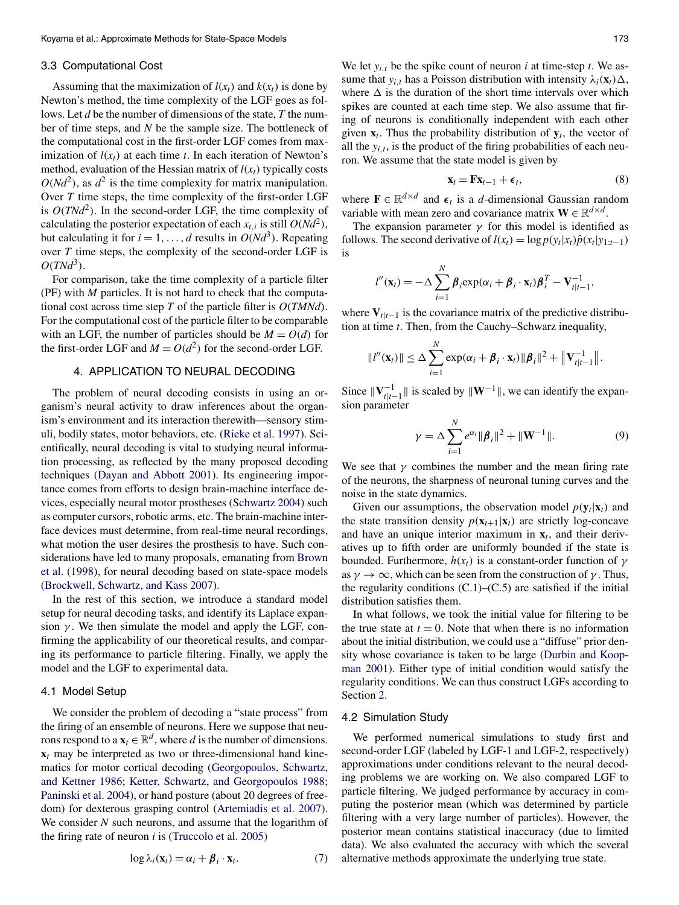### 3.3 Computational Cost

Assuming that the maximization of $l(x_t)$ and $k(x_t)$ is done by Newton's method, the time complexity of the LGF goes as follows. Let $d$ be the number of dimensions of the state, $T$ the number of time steps, and $N$ be the sample size. The bottleneck of the computational cost in the first-order LGF comes from maximization of $l(x_t)$ at each time $t$. In each iteration of Newton's method, evaluation of the Hessian matrix of $l(x_t)$ typically costs $O(Nd^2)$, as $d^2$ is the time complexity for matrix manipulation. Over $T$ time steps, the time complexity of the first-order LGF is $O(TNd^2)$. In the second-order LGF, the time complexity of calculating the posterior expectation of each $x_{t,i}$ is still $O(Nd^2)$, but calculating it for $i = 1, \ldots, d$ results in $O(Nd^3)$. Repeating over $T$ time steps, the complexity of the second-order LGF is $O(TNd^3)$.

For comparison, take the time complexity of a particle filter (PF) with $M$ particles. It is not hard to check that the computational cost across time step $T$ of the particle filter is $O(TMNd)$. For the computational cost of the particle filter to be comparable with an LGF, the number of particles should be $M = O(d)$ for the first-order LGF and $M = O(d^2)$ for the second-order LGF.

## 4. APPLICATION TO NEURAL DECODING

The problem of neural decoding consists in using an organism's neural activity to draw inferences about the organism's environment and its interaction therewith—sensory stimuli, bodily states, motor behaviors, etc. (Rieke et al. 1997). Scientifically, neural decoding is vital to studying neural information processing, as reflected by the many proposed decoding techniques (Dayan and Abbott 2001). Its engineering importance comes from efforts to design brain-machine interface devices, especially neural motor prostheses (Schwartz 2004) such as computer cursors, robotic arms, etc. The brain-machine interface devices must determine, from real-time neural recordings, what motion the user desires the prosthesis to have. Such considerations have led to many proposals, emanating from Brown et al. (1998), for neural decoding based on state-space models (Brockwell, Schwartz, and Kass 2007).

In the rest of this section, we introduce a standard model setup for neural decoding tasks, and identify its Laplace expansion $\gamma$. We then simulate the model and apply the LGF, confirming the applicability of our theoretical results, and comparing its performance to particle filtering. Finally, we apply the model and the LGF to experimental data.

### 4.1 Model Setup

We consider the problem of decoding a "state process" from the firing of an ensemble of neurons. Here we suppose that neurons respond to a $\mathbf{x}_t \in \mathbb{R}^d$, where $d$ is the number of dimensions. $\mathbf{x}_t$ may be interpreted as two or three-dimensional hand kinematics for motor cortical decoding (Georgopoulos, Schwartz, and Kettner 1986; Ketter, Schwartz, and Georgopoulos 1988; Paninski et al. 2004), or hand posture (about 20 degrees of freedom) for dexterous grasping control (Artemiadis et al. 2007). We consider $N$ such neurons, and assume that the logarithm of the firing rate of neuron $i$ is (Truccolo et al. 2005)

$$\log \lambda_i(\mathbf{x}_t) = \alpha_i + \boldsymbol{\beta}_i \cdot \mathbf{x}_t. \tag{7}$$

We let $y_{i,t}$ be the spike count of neuron $i$ at time-step $t$. We assume that $y_{i,t}$ has a Poisson distribution with intensity $\lambda_i(\mathbf{x}_t)\Delta$, where $\Delta$ is the duration of the short time intervals over which spikes are counted at each time step. We also assume that firing of neurons is conditionally independent with each other given $\mathbf{x}_t$. Thus the probability distribution of $\mathbf{y}_t$, the vector of all the $y_{i,t}$, is the product of the firing probabilities of each neuron. We assume that the state model is given by

$$\mathbf{x}_t = \mathbf{F}\mathbf{x}_{t-1} + \boldsymbol{\epsilon}_t, \tag{8}$$

where $\mathbf{F} \in \mathbb{R}^{d \times d}$ and $\boldsymbol{\epsilon}_t$ is a $d$-dimensional Gaussian random variable with mean zero and covariance matrix $\mathbf{W} \in \mathbb{R}^{d \times d}$.

The expansion parameter $\gamma$ for this model is identified as follows. The second derivative of $l(x_t) = \log p(y_t|x_t)\hat{p}(x_t|y_{1:t-1})$ is

$$l''(\mathbf{x}_t) = -\Delta \sum_{i=1}^{N} \boldsymbol{\beta}_i \exp(\alpha_i + \boldsymbol{\beta}_i \cdot \mathbf{x}_t)\boldsymbol{\beta}_i^T - \mathbf{V}_{t|t-1}^{-1},$$

where $\mathbf{V}_{t|t-1}$ is the covariance matrix of the predictive distribution at time $t$. Then, from the Cauchy–Schwarz inequality,

$$\|l''(\mathbf{x}_t)\| \le \Delta \sum_{i=1}^{N} \exp(\alpha_i + \boldsymbol{\beta}_i \cdot \mathbf{x}_t)\|\boldsymbol{\beta}_i\|^2 + \left\|\mathbf{V}_{t|t-1}^{-1}\right\|.$$

Since $\|\mathbf{V}_{t|t-1}^{-1}\|$ is scaled by $\|\mathbf{W}^{-1}\|$, we can identify the expansion parameter

$$\gamma = \Delta \sum_{i=1}^{N} e^{\alpha_i}\|\boldsymbol{\beta}_i\|^2 + \|\mathbf{W}^{-1}\|. \tag{9}$$

We see that $\gamma$ combines the number and the mean firing rate of the neurons, the sharpness of neuronal tuning curves and the noise in the state dynamics.

Given our assumptions, the observation model $p(\mathbf{y}_t|\mathbf{x}_t)$ and the state transition density $p(\mathbf{x}_{t+1}|\mathbf{x}_t)$ are strictly log-concave and have an unique interior maximum in $\mathbf{x}_t$, and their derivatives up to fifth order are uniformly bounded if the state is bounded. Furthermore, $h(x_t)$ is a constant-order function of $\gamma$ as $\gamma \to \infty$, which can be seen from the construction of $\gamma$. Thus, the regularity conditions (C.1)–(C.5) are satisfied if the initial distribution satisfies them.

In what follows, we took the initial value for filtering to be the true state at $t = 0$. Note that when there is no information about the initial distribution, we could use a "diffuse" prior density whose covariance is taken to be large (Durbin and Koopman 2001). Either type of initial condition would satisfy the regularity conditions. We can thus construct LGFs according to Section 2.

### 4.2 Simulation Study

We performed numerical simulations to study first and second-order LGF (labeled by LGF-1 and LGF-2, respectively) approximations under conditions relevant to the neural decoding problems we are working on. We also compared LGF to particle filtering. We judged performance by accuracy in computing the posterior mean (which was determined by particle filtering with a very large number of particles). However, the posterior mean contains statistical inaccuracy (due to limited data). We also evaluated the accuracy with which the several alternative methods approximate the underlying true state.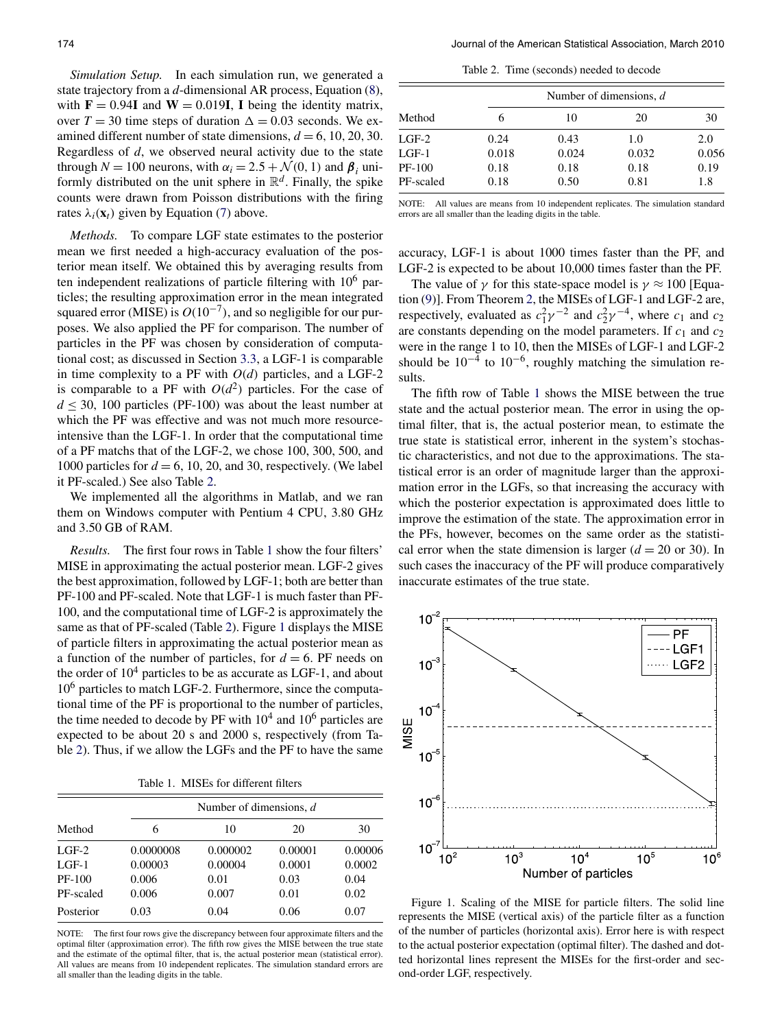*Simulation Setup.* In each simulation run, we generated a state trajectory from a $d$-dimensional AR process, Equation (8), with $\mathbf{F} = 0.94\mathbf{I}$ and $\mathbf{W} = 0.019\mathbf{I}$, $\mathbf{I}$ being the identity matrix, over $T = 30$ time steps of duration $\Delta = 0.03$ seconds. We examined different number of state dimensions, $d = 6, 10, 20, 30$. Regardless of $d$, we observed neural activity due to the state through $N = 100$ neurons, with $\alpha_i = 2.5 + \mathcal{N}(0, 1)$ and $\boldsymbol{\beta}_i$ uniformly distributed on the unit sphere in $\mathbb{R}^d$. Finally, the spike counts were drawn from Poisson distributions with the firing rates $\lambda_i(\mathbf{x}_t)$ given by Equation (7) above.

*Methods.* To compare LGF state estimates to the posterior mean we first needed a high-accuracy evaluation of the posterior mean itself. We obtained this by averaging results from ten independent realizations of particle filtering with $10^6$ particles; the resulting approximation error in the mean integrated squared error (MISE) is $O(10^{-7})$, and so negligible for our purposes. We also applied the PF for comparison. The number of particles in the PF was chosen by consideration of computational cost; as discussed in Section 3.3, a LGF-1 is comparable in time complexity to a PF with $O(d)$ particles, and a LGF-2 is comparable to a PF with $O(d^2)$ particles. For the case of $d \leq 30$, 100 particles (PF-100) was about the least number at which the PF was effective and was not much more resource-intensive than the LGF-1. In order that the computational time of a PF matchs that of the LGF-2, we chose 100, 300, 500, and 1000 particles for $d = 6$, 10, 20, and 30, respectively. (We label it PF-scaled.) See also Table 2.

We implemented all the algorithms in Matlab, and we ran them on Windows computer with Pentium 4 CPU, 3.80 GHz and 3.50 GB of RAM.

*Results.* The first four rows in Table 1 show the four filters' MISE in approximating the actual posterior mean. LGF-2 gives the best approximation, followed by LGF-1; both are better than PF-100 and PF-scaled. Note that LGF-1 is much faster than PF-100, and the computational time of LGF-2 is approximately the same as that of PF-scaled (Table 2). Figure 1 displays the MISE of particle filters in approximating the actual posterior mean as a function of the number of particles, for $d = 6$. PF needs on the order of $10^4$ particles to be as accurate as LGF-1, and about $10^6$ particles to match LGF-2. Furthermore, since the computational time of the PF is proportional to the number of particles, the time needed to decode by PF with $10^4$ and $10^6$ particles are expected to be about 20 s and 2000 s, respectively (from Table 2). Thus, if we allow the LGFs and the PF to have the same

Table 1. MISEs for different filters

| Method | Number of dimensions, $d$ | | | |
|---|---|---|---|---|
| | 6 | 10 | 20 | 30 |
| LGF-2 | 0.0000008 | 0.000002 | 0.00001 | 0.00006 |
| LGF-1 | 0.00003 | 0.00004 | 0.0001 | 0.0002 |
| PF-100 | 0.006 | 0.01 | 0.03 | 0.04 |
| PF-scaled | 0.006 | 0.007 | 0.01 | 0.02 |
| Posterior | 0.03 | 0.04 | 0.06 | 0.07 |

NOTE: The first four rows give the discrepancy between four approximate filters and the optimal filter (approximation error). The fifth row gives the MISE between the true state and the estimate of the optimal filter, that is, the actual posterior mean (statistical error). All values are means from 10 independent replicates. The simulation standard errors are all smaller than the leading digits in the table.

Table 2. Time (seconds) needed to decode

| Method | Number of dimensions, $d$ | | | |
|---|---|---|---|---|
| | 6 | 10 | 20 | 30 |
| LGF-2 | 0.24 | 0.43 | 1.0 | 2.0 |
| LGF-1 | 0.018 | 0.024 | 0.032 | 0.056 |
| PF-100 | 0.18 | 0.18 | 0.18 | 0.19 |
| PF-scaled | 0.18 | 0.50 | 0.81 | 1.8 |

NOTE: All values are means from 10 independent replicates. The simulation standard errors are all smaller than the leading digits in the table.

accuracy, LGF-1 is about 1000 times faster than the PF, and LGF-2 is expected to be about 10,000 times faster than the PF.

The value of $\gamma$ for this state-space model is $\gamma \approx 100$ [Equation (9)]. From Theorem 2, the MISEs of LGF-1 and LGF-2 are, respectively, evaluated as $c_1^2\gamma^{-2}$ and $c_2^2\gamma^{-4}$, where $c_1$ and $c_2$ are constants depending on the model parameters. If $c_1$ and $c_2$ were in the range 1 to 10, then the MISEs of LGF-1 and LGF-2 should be $10^{-4}$ to $10^{-6}$, roughly matching the simulation results.

The fifth row of Table 1 shows the MISE between the true state and the actual posterior mean. The error in using the optimal filter, that is, the actual posterior mean, to estimate the true state is statistical error, inherent in the system's stochastic characteristics, and not due to the approximations. The statistical error is an order of magnitude larger than the approximation error in the LGFs, so that increasing the accuracy with which the posterior expectation is approximated does little to improve the estimation of the state. The approximation error in the PFs, however, becomes on the same order as the statistical error when the state dimension is larger ($d = 20$ or 30). In such cases the inaccuracy of the PF will produce comparatively inaccurate estimates of the true state.

Figure 1. Scaling of the MISE for particle filters. The solid line represents the MISE (vertical axis) of the particle filter as a function of the number of particles (horizontal axis). Error here is with respect to the actual posterior expectation (optimal filter). The dashed and dotted horizontal lines represent the MISEs for the first-order and second-order LGF, respectively.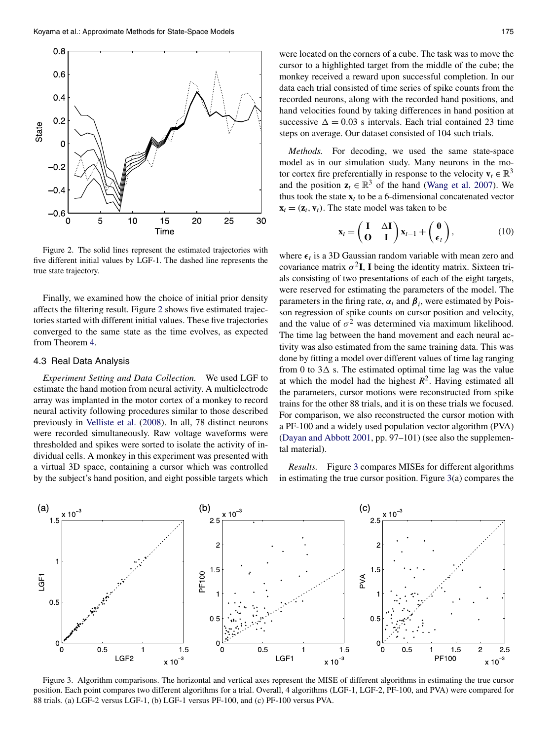Figure 2. The solid lines represent the estimated trajectories with five different initial values by LGF-1. The dashed line represents the true state trajectory.

Finally, we examined how the choice of initial prior density affects the filtering result. Figure 2 shows five estimated trajectories started with different initial values. These five trajectories converged to the same state as the time evolves, as expected from Theorem 4.

### 4.3 Real Data Analysis

*Experiment Setting and Data Collection.* We used LGF to estimate the hand motion from neural activity. A multielectrode array was implanted in the motor cortex of a monkey to record neural activity following procedures similar to those described previously in Velliste et al. (2008). In all, 78 distinct neurons were recorded simultaneously. Raw voltage waveforms were thresholded and spikes were sorted to isolate the activity of individual cells. A monkey in this experiment was presented with a virtual 3D space, containing a cursor which was controlled by the subject's hand position, and eight possible targets which were located on the corners of a cube. The task was to move the cursor to a highlighted target from the middle of the cube; the monkey received a reward upon successful completion. In our data each trial consisted of time series of spike counts from the recorded neurons, along with the recorded hand positions, and hand velocities found by taking differences in hand position at successive $\Delta = 0.03$ s intervals. Each trial contained 23 time steps on average. Our dataset consisted of 104 such trials.

*Methods.* For decoding, we used the same state-space model as in our simulation study. Many neurons in the motor cortex fire preferentially in response to the velocity $\mathbf{v}_t \in \mathbb{R}^3$ and the position $\mathbf{z}_t \in \mathbb{R}^3$ of the hand (Wang et al. 2007). We thus took the state $\mathbf{x}_t$ to be a 6-dimensional concatenated vector $\mathbf{x}_t = (\mathbf{z}_t, \mathbf{v}_t)$. The state model was taken to be

$$\mathbf{x}_t = \begin{pmatrix} \mathbf{I} & \Delta \mathbf{I} \\ \mathbf{O} & \mathbf{I} \end{pmatrix} \mathbf{x}_{t-1} + \begin{pmatrix} \mathbf{0} \\ \boldsymbol{\epsilon}_t \end{pmatrix}, \tag{10}$$

where $\boldsymbol{\epsilon}_t$ is a 3D Gaussian random variable with mean zero and covariance matrix $\sigma^2\mathbf{I}$, $\mathbf{I}$ being the identity matrix. Sixteen trials consisting of two presentations of each of the eight targets, were reserved for estimating the parameters of the model. The parameters in the firing rate, $\alpha_i$ and $\boldsymbol{\beta}_i$, were estimated by Poisson regression of spike counts on cursor position and velocity, and the value of $\sigma^2$ was determined via maximum likelihood. The time lag between the hand movement and each neural activity was also estimated from the same training data. This was done by fitting a model over different values of time lag ranging from 0 to $3\Delta$ s. The estimated optimal time lag was the value at which the model had the highest $R^2$. Having estimated all the parameters, cursor motions were reconstructed from spike trains for the other 88 trials, and it is on these trials we focused. For comparison, we also reconstructed the cursor motion with a PF-100 and a widely used population vector algorithm (PVA) (Dayan and Abbott 2001, pp. 97–101) (see also the supplemental material).

*Results.* Figure 3 compares MISEs for different algorithms in estimating the true cursor position. Figure 3(a) compares the

Figure 3. Algorithm comparisons. The horizontal and vertical axes represent the MISE of different algorithms in estimating the true cursor position. Each point compares two different algorithms for a trial. Overall, 4 algorithms (LGF-1, LGF-2, PF-100, and PVA) were compared for 88 trials. (a) LGF-2 versus LGF-1, (b) LGF-1 versus PF-100, and (c) PF-100 versus PVA.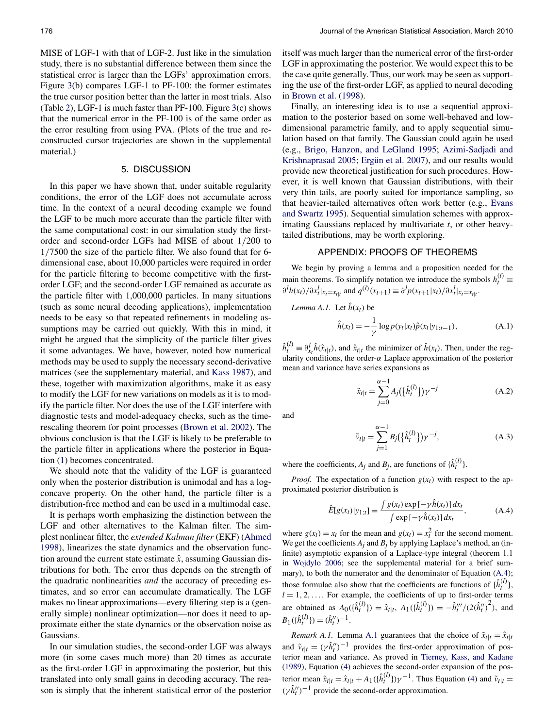MISE of LGF-1 with that of LGF-2. Just like in the simulation study, there is no substantial difference between them since the statistical error is larger than the LGFs' approximation errors. Figure 3(b) compares LGF-1 to PF-100: the former estimates the true cursor position better than the latter in most trials. Also (Table 2), LGF-1 is much faster than PF-100. Figure 3(c) shows that the numerical error in the PF-100 is of the same order as the error resulting from using PVA. (Plots of the true and reconstructed cursor trajectories are shown in the supplemental material.)

## 5. DISCUSSION

In this paper we have shown that, under suitable regularity conditions, the error of the LGF does not accumulate across time. In the context of a neural decoding example we found the LGF to be much more accurate than the particle filter with the same computational cost: in our simulation study the first-order and second-order LGFs had MISE of about $1/200$ to $1/7500$ the size of the particle filter. We also found that for 6-dimensional case, about 10,000 particles were required in order for the particle filtering to become competitive with the first-order LGF; and the second-order LGF remained as accurate as the particle filter with 1,000,000 particles. In many situations (such as some neural decoding applications), implementation needs to be easy so that repeated refinements in modeling assumptions may be carried out quickly. With this in mind, it might be argued that the simplicity of the particle filter gives it some advantages. We have, however, noted how numerical methods may be used to supply the necessary second-derivative matrices (see the supplementary material, and Kass 1987), and these, together with maximization algorithms, make it as easy to modify the LGF for new variations on models as it is to modify the particle filter. Nor does the use of the LGF interfere with diagnostic tests and model-adequacy checks, such as the time-rescaling theorem for point processes (Brown et al. 2002). The obvious conclusion is that the LGF is likely to be preferable to the particle filter in applications where the posterior in Equation (1) becomes concentrated.

We should note that the validity of the LGF is guaranteed only when the posterior distribution is unimodal and has a log-concave property. On the other hand, the particle filter is a distribution-free method and can be used in a multimodal case.

It is perhaps worth emphasizing the distinction between the LGF and other alternatives to the Kalman filter. The simplest nonlinear filter, the *extended Kalman filter* (EKF) (Ahmed 1998), linearizes the state dynamics and the observation function around the current state estimate $\hat{x}$, assuming Gaussian distributions for both. The error thus depends on the strength of the quadratic nonlinearities *and* the accuracy of preceding estimates, and so error can accumulate dramatically. The LGF makes no linear approximations—every filtering step is a (generally simple) nonlinear optimization—nor does it need to approximate either the state dynamics or the observation noise as Gaussians.

In our simulation studies, the second-order LGF was always more (in some cases much more) than 20 times as accurate as the first-order LGF in approximating the posterior, but this translated into only small gains in decoding accuracy. The reason is simply that the inherent statistical error of the posterior itself was much larger than the numerical error of the first-order LGF in approximating the posterior. We would expect this to be the case quite generally. Thus, our work may be seen as supporting the use of the first-order LGF, as applied to neural decoding in Brown et al. (1998).

Finally, an interesting idea is to use a sequential approximation to the posterior based on some well-behaved and low-dimensional parametric family, and to apply sequential simulation based on that family. The Gaussian could again be used (e.g., Brigo, Hanzon, and LeGland 1995; Azimi-Sadjadi and Krishnaprasad 2005; Ergün et al. 2007), and our results would provide new theoretical justification for such procedures. However, it is well known that Gaussian distributions, with their very thin tails, are poorly suited for importance sampling, so that heavier-tailed alternatives often work better (e.g., Evans and Swartz 1995). Sequential simulation schemes with approximating Gaussians replaced by multivariate $t$, or other heavy-tailed distributions, may be worth exploring.

## APPENDIX: PROOFS OF THEOREMS

We begin by proving a lemma and a proposition needed for the main theorems. To simplify notation we introduce the symbols $h_t^{(l)} \equiv \partial^l h(x_t)/\partial x_t^l|_{x_t = x_{t|t}}$ and $q^{(l)}(x_{t+1}) \equiv \partial^l p(x_{t+1}|x_t)/\partial x_t^l|_{x_t = x_{t|t}}$.

*Lemma A.1.* Let $\hat{h}(x_t)$ be

$$\hat{h}(x_t) = -\frac{1}{\gamma} \log p(y_t|x_t)\hat{p}(x_t|y_{1:t-1}), \tag{A.1}$$

$\hat{h}_t^{(l)} \equiv \partial_{x_t}^l \hat{h}(\hat{x}_{t|t})$, and $\hat{x}_{t|t}$ the minimizer of $\hat{h}(x_t)$. Then, under the regularity conditions, the order-$\alpha$ Laplace approximation of the posterior mean and variance have series expansions as

$$\tilde{x}_{t|t} = \sum_{j=0}^{\alpha-1} A_j(\{\hat{h}_t^{(l)}\})\gamma^{-j} \tag{A.2}$$

and

$$\tilde{v}_{t|t} = \sum_{j=1}^{\alpha-1} B_j(\{\hat{h}_t^{(l)}\})\gamma^{-j}, \tag{A.3}$$

where the coefficients, $A_j$ and $B_j$, are functions of $\{\hat{h}_t^{(l)}\}$.

*Proof.* The expectation of a function $g(x_t)$ with respect to the approximated posterior distribution is

$$\hat{E}[g(x_t)|y_{1:t}] = \frac{\int g(x_t)\exp[-\gamma \hat{h}(x_t)]\,dx_t}{\int \exp[-\gamma \hat{h}(x_t)]\,dx_t}, \tag{A.4}$$

where $g(x_t) = x_t$ for the mean and $g(x_t) = x_t^2$ for the second moment. We get the coefficients $A_j$ and $B_j$ by applying Laplace's method, an (infinite) asymptotic expansion of a Laplace-type integral (theorem 1.1 in Wojdylo 2006; see the supplemental material for a brief summary), to both the numerator and the denominator of Equation (A.4); those formulae also show that the coefficients are functions of $\{\hat{h}_t^{(l)}\}$, $l = 1, 2, \ldots$. For example, the coefficients of up to first-order terms are obtained as $A_0(\{\hat{h}_t^{(l)}\}) = \hat{x}_{t|t}$, $A_1(\{\hat{h}_t^{(l)}\}) = -\hat{h}_t'''/(2(\hat{h}_t'')^2)$, and $B_1(\{\hat{h}_t^{(l)}\}) = (\hat{h}_t'')^{-1}$.

*Remark A.1.* Lemma A.1 guarantees that the choice of $\tilde{x}_{t|t} = \hat{x}_{t|t}$ and $\tilde{v}_{t|t} = (\gamma \hat{h}_t'')^{-1}$ provides the first-order approximation of posterior mean and variance. As proved in Tierney, Kass, and Kadane (1989), Equation (4) achieves the second-order expansion of the posterior mean $\tilde{x}_{t|t} = \hat{x}_{t|t} + A_1(\{\hat{h}_t^{(l)}\})\gamma^{-1}$. Thus Equation (4) and $\tilde{v}_{t|t} = (\gamma \hat{h}_t'')^{-1}$ provide the second-order approximation.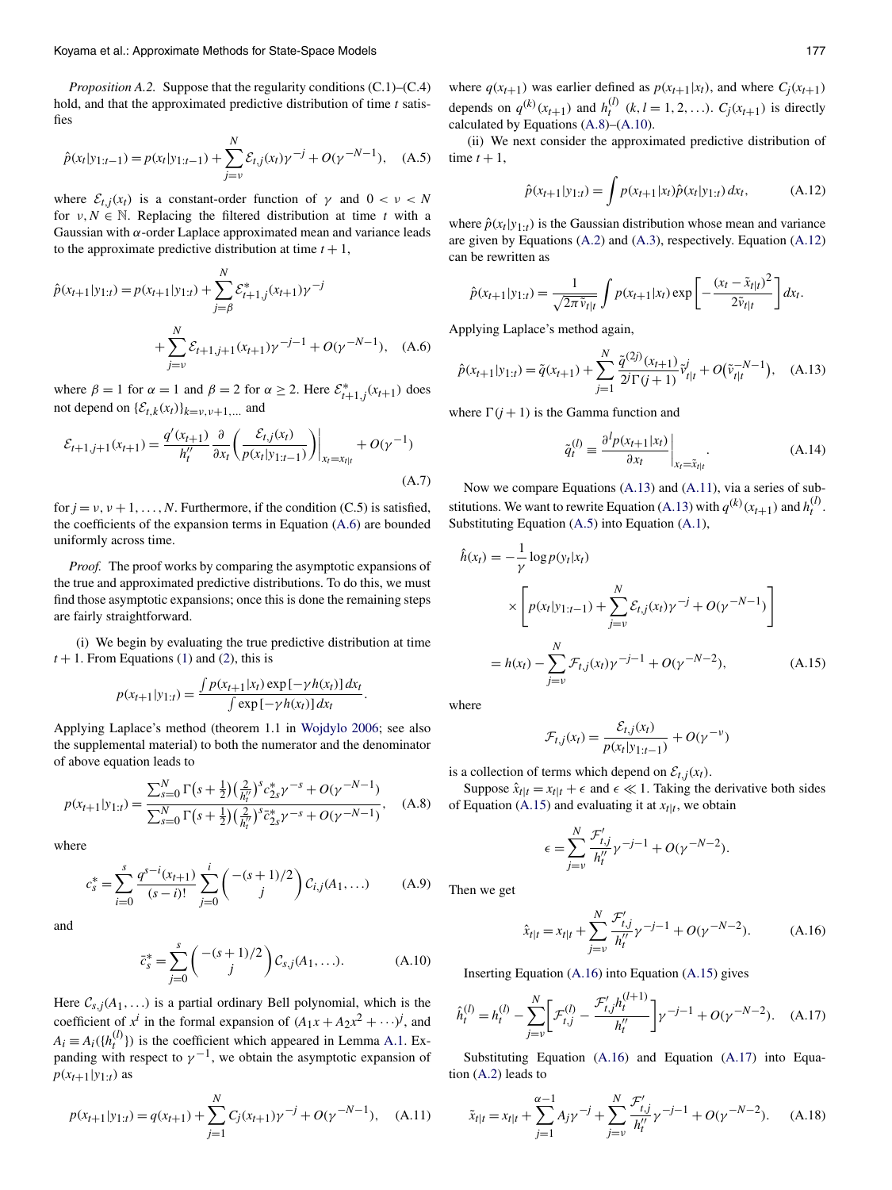*Proposition A.2.* Suppose that the regularity conditions (C.1)–(C.4) hold, and that the approximated predictive distribution of time $t$ satisfies

$$\hat{p}(x_t|y_{1:t-1}) = p(x_t|y_{1:t-1}) + \sum_{j=\nu}^{N} \mathcal{E}_{t,j}(x_t)\gamma^{-j} + O(\gamma^{-N-1}), \quad \text{(A.5)}$$

where $\mathcal{E}_{t,j}(x_t)$ is a constant-order function of $\gamma$ and $0 < \nu < N$ for $\nu, N \in \mathbb{N}$. Replacing the filtered distribution at time $t$ with a Gaussian with $\alpha$-order Laplace approximated mean and variance leads to the approximate predictive distribution at time $t+1$,

$$\hat{p}(x_{t+1}|y_{1:t}) = p(x_{t+1}|y_{1:t}) + \sum_{j=\beta}^{N} \mathcal{E}^*_{t+1,j}(x_{t+1})\gamma^{-j} + \sum_{j=\nu}^{N} \mathcal{E}_{t+1,j+1}(x_{t+1})\gamma^{-j-1} + O(\gamma^{-N-1}), \quad \text{(A.6)}$$

where $\beta = 1$ for $\alpha = 1$ and $\beta = 2$ for $\alpha \geq 2$. Here $\mathcal{E}^*_{t+1,j}(x_{t+1})$ does not depend on $\{\mathcal{E}_{t,k}(x_t)\}_{k=\nu,\nu+1,\ldots}$ and

$$\mathcal{E}_{t+1,j+1}(x_{t+1}) = \frac{q'(x_{t+1})}{h''_t} \frac{\partial}{\partial x_t}\left(\frac{\mathcal{E}_{t,j}(x_t)}{p(x_t|y_{1:t-1})}\right)\Bigg|_{x_t=x_{t|t}} + O(\gamma^{-1}) \quad \text{(A.7)}$$

for $j = \nu, \nu+1, \ldots, N$. Furthermore, if the condition (C.5) is satisfied, the coefficients of the expansion terms in Equation (A.6) are bounded uniformly across time.

*Proof.* The proof works by comparing the asymptotic expansions of the true and approximated predictive distributions. To do this, we must find those asymptotic expansions; once this is done the remaining steps are fairly straightforward.

(i) We begin by evaluating the true predictive distribution at time $t+1$. From Equations (1) and (2), this is

$$p(x_{t+1}|y_{1:t}) = \frac{\int p(x_{t+1}|x_t)\exp[-\gamma h(x_t)]\,dx_t}{\int \exp[-\gamma h(x_t)]\,dx_t}.$$

Applying Laplace's method (theorem 1.1 in Wojdylo 2006; see also the supplemental material) to both the numerator and the denominator of above equation leads to

$$p(x_{t+1}|y_{1:t}) = \frac{\sum_{s=0}^{N}\Gamma\left(s+\frac{1}{2}\right)\left(\frac{2}{h''_t}\right)^s c^*_{2s}\gamma^{-s} + O(\gamma^{-N-1})}{\sum_{s=0}^{N}\Gamma\left(s+\frac{1}{2}\right)\left(\frac{2}{h''_t}\right)^s \bar{c}^*_{2s}\gamma^{-s} + O(\gamma^{-N-1})}, \quad \text{(A.8)}$$

where

$$c^*_s = \sum_{i=0}^{s} \frac{q^{s-i}(x_{t+1})}{(s-i)!} \sum_{j=0}^{i} \binom{-(s+1)/2}{j} \mathcal{C}_{i,j}(A_1,\ldots) \quad \text{(A.9)}$$

and

$$\bar{c}^*_s = \sum_{j=0}^{s} \binom{-(s+1)/2}{j} \mathcal{C}_{s,j}(A_1,\ldots). \quad \text{(A.10)}$$

Here $\mathcal{C}_{s,j}(A_1,\ldots)$ is a partial ordinary Bell polynomial, which is the coefficient of $x^i$ in the formal expansion of $(A_1x + A_2x^2 + \cdots)^j$, and $A_i \equiv A_i(\{h_t^{(l)}\})$ is the coefficient which appeared in Lemma A.1. Expanding with respect to $\gamma^{-1}$, we obtain the asymptotic expansion of $p(x_{t+1}|y_{1:t})$ as

$$p(x_{t+1}|y_{1:t}) = q(x_{t+1}) + \sum_{j=1}^{N} C_j(x_{t+1})\gamma^{-j} + O(\gamma^{-N-1}), \quad \text{(A.11)}$$

where $q(x_{t+1})$ was earlier defined as $p(x_{t+1}|x_t)$, and where $C_j(x_{t+1})$ depends on $q^{(k)}(x_{t+1})$ and $h_t^{(l)}$ $(k, l = 1, 2, \ldots)$. $C_j(x_{t+1})$ is directly calculated by Equations (A.8)–(A.10).

(ii) We next consider the approximated predictive distribution of time $t+1$,

$$\hat{p}(x_{t+1}|y_{1:t}) = \int p(x_{t+1}|x_t)\hat{p}(x_t|y_{1:t})\,dx_t, \quad \text{(A.12)}$$

where $\hat{p}(x_t|y_{1:t})$ is the Gaussian distribution whose mean and variance are given by Equations (A.2) and (A.3), respectively. Equation (A.12) can be rewritten as

$$\hat{p}(x_{t+1}|y_{1:t}) = \frac{1}{\sqrt{2\pi\tilde{v}_{t|t}}}\int p(x_{t+1}|x_t)\exp\left[-\frac{(x_t - \tilde{x}_{t|t})^2}{2\tilde{v}_{t|t}}\right]dx_t.$$

Applying Laplace's method again,

$$\hat{p}(x_{t+1}|y_{1:t}) = \tilde{q}(x_{t+1}) + \sum_{j=1}^{N} \frac{\tilde{q}^{(2j)}(x_{t+1})}{2^j\Gamma(j+1)}\tilde{v}^j_{t|t} + O\left(\tilde{v}_{t|t}^{-N-1}\right), \quad \text{(A.13)}$$

where $\Gamma(j+1)$ is the Gamma function and

$$\tilde{q}_t^{(l)} \equiv \frac{\partial^l p(x_{t+1}|x_t)}{\partial x_t}\Bigg|_{x_t=\tilde{x}_{t|t}}. \quad \text{(A.14)}$$

Now we compare Equations (A.13) and (A.11), via a series of substitutions. We want to rewrite Equation (A.13) with $q^{(k)}(x_{t+1})$ and $h_t^{(l)}$. Substituting Equation (A.5) into Equation (A.1),

$$\begin{aligned}
\hat{h}(x_t) &= -\frac{1}{\gamma}\log p(y_t|x_t) \\
&\quad \times \left[p(x_t|y_{1:t-1}) + \sum_{j=\nu}^{N}\mathcal{E}_{t,j}(x_t)\gamma^{-j} + O(\gamma^{-N-1})\right] \\
&= h(x_t) - \sum_{j=\nu}^{N}\mathcal{F}_{t,j}(x_t)\gamma^{-j-1} + O(\gamma^{-N-2}), \quad \text{(A.15)}
\end{aligned}$$

where

$$\mathcal{F}_{t,j}(x_t) = \frac{\mathcal{E}_{t,j}(x_t)}{p(x_t|y_{1:t-1})} + O(\gamma^{-\nu})$$

is a collection of terms which depend on $\mathcal{E}_{t,j}(x_t)$.

Suppose $\hat{x}_{t|t} = x_{t|t} + \epsilon$ and $\epsilon \ll 1$. Taking the derivative both sides of Equation (A.15) and evaluating it at $x_{t|t}$, we obtain

$$\epsilon = \sum_{j=\nu}^{N}\frac{\mathcal{F}'_{t,j}}{h''_t}\gamma^{-j-1} + O(\gamma^{-N-2}).$$

Then we get

$$\hat{x}_{t|t} = x_{t|t} + \sum_{j=\nu}^{N}\frac{\mathcal{F}'_{t,j}}{h''_t}\gamma^{-j-1} + O(\gamma^{-N-2}). \quad \text{(A.16)}$$

Inserting Equation (A.16) into Equation (A.15) gives

$$\hat{h}_t^{(l)} = h_t^{(l)} - \sum_{j=\nu}^{N}\left[\mathcal{F}_{t,j}^{(l)} - \frac{\mathcal{F}'_{t,j}h_t^{(l+1)}}{h''_t}\right]\gamma^{-j-1} + O(\gamma^{-N-2}). \quad \text{(A.17)}$$

Substituting Equation (A.16) and Equation (A.17) into Equation (A.2) leads to

$$\tilde{x}_{t|t} = x_{t|t} + \sum_{j=1}^{\alpha-1}A_j\gamma^{-j} + \sum_{j=\nu}^{N}\frac{\mathcal{F}'_{t,j}}{h''_t}\gamma^{-j-1} + O(\gamma^{-N-2}). \quad \text{(A.18)}$$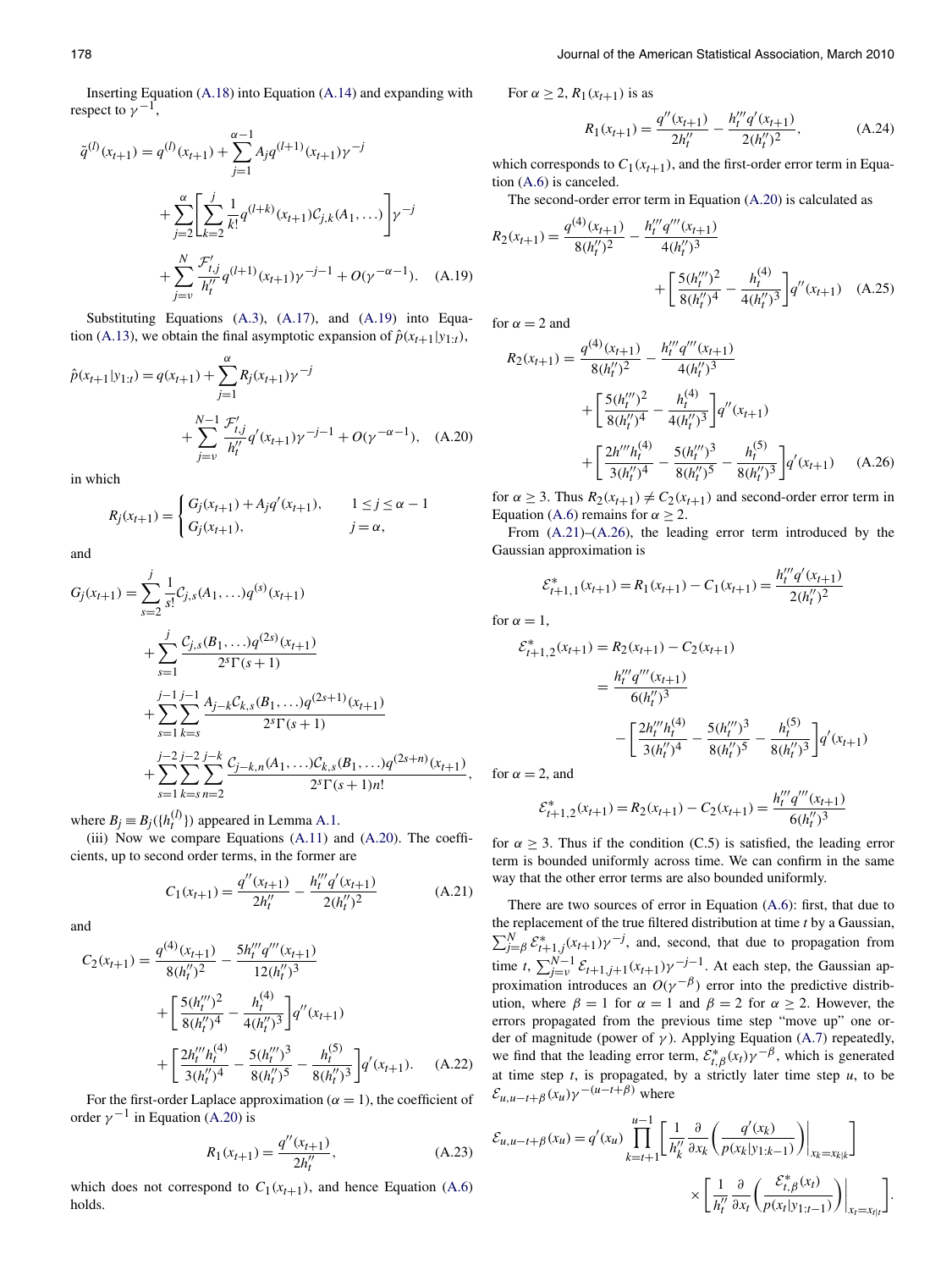Inserting Equation (A.18) into Equation (A.14) and expanding with respect to $\gamma^{-1}$,

$$
\begin{aligned}
\tilde{q}^{(l)}(x_{t+1}) &= q^{(l)}(x_{t+1}) + \sum_{j=1}^{\alpha-1} A_j q^{(l+1)}(x_{t+1})\gamma^{-j} \\
&\quad + \sum_{j=2}^{\alpha}\left[\sum_{k=2}^{j}\frac{1}{k!}q^{(l+k)}(x_{t+1})\mathcal{C}_{j,k}(A_1,\ldots)\right]\gamma^{-j} \\
&\quad + \sum_{j=\nu}^{N}\frac{\mathcal{F}'_{t,j}}{h''_t}q^{(l+1)}(x_{t+1})\gamma^{-j-1} + O(\gamma^{-\alpha-1}). \quad \text{(A.19)}
\end{aligned}
$$

Substituting Equations (A.3), (A.17), and (A.19) into Equation (A.13), we obtain the final asymptotic expansion of $\hat{p}(x_{t+1}|y_{1:t})$,

$$
\begin{aligned}
\hat{p}(x_{t+1}|y_{1:t}) &= q(x_{t+1}) + \sum_{j=1}^{\alpha} R_j(x_{t+1})\gamma^{-j} \\
&\quad + \sum_{j=\nu}^{N-1}\frac{\mathcal{F}'_{t,j}}{h''_t}q'(x_{t+1})\gamma^{-j-1} + O(\gamma^{-\alpha-1}), \quad \text{(A.20)}
\end{aligned}
$$

in which

$$
R_j(x_{t+1}) = \begin{cases} G_j(x_{t+1}) + A_j q'(x_{t+1}), & 1 \le j \le \alpha - 1 \\ G_j(x_{t+1}), & j = \alpha, \end{cases}
$$

and

$$
\begin{aligned}
G_j(x_{t+1}) &= \sum_{s=2}^{j}\frac{1}{s!}\mathcal{C}_{j,s}(A_1,\ldots)q^{(s)}(x_{t+1}) \\
&\quad + \sum_{s=1}^{j}\frac{\mathcal{C}_{j,s}(B_1,\ldots)q^{(2s)}(x_{t+1})}{2^s\Gamma(s+1)} \\
&\quad + \sum_{s=1}^{j-1}\sum_{k=s}^{j-1}\frac{A_{j-k}\mathcal{C}_{k,s}(B_1,\ldots)q^{(2s+1)}(x_{t+1})}{2^s\Gamma(s+1)} \\
&\quad + \sum_{s=1}^{j-2}\sum_{k=s}^{j-2}\sum_{n=2}^{j-k}\frac{\mathcal{C}_{j-k,n}(A_1,\ldots)\mathcal{C}_{k,s}(B_1,\ldots)q^{(2s+n)}(x_{t+1})}{2^s\Gamma(s+1)n!},
\end{aligned}
$$

where $B_j \equiv B_j(\{h_t^{(l)}\})$ appeared in Lemma A.1.

(iii) Now we compare Equations (A.11) and (A.20). The coefficients, up to second order terms, in the former are

$$
C_1(x_{t+1}) = \frac{q''(x_{t+1})}{2h''_t} - \frac{h'''_t q'(x_{t+1})}{2(h''_t)^2} \quad \text{(A.21)}
$$

and

$$
\begin{aligned}
C_2(x_{t+1}) &= \frac{q^{(4)}(x_{t+1})}{8(h''_t)^2} - \frac{5h'''_t q'''(x_{t+1})}{12(h''_t)^3} \\
&\quad + \left[\frac{5(h'''_t)^2}{8(h''_t)^4} - \frac{h_t^{(4)}}{4(h''_t)^3}\right]q''(x_{t+1}) \\
&\quad + \left[\frac{2h'''_t h_t^{(4)}}{3(h''_t)^4} - \frac{5(h'''_t)^3}{8(h''_t)^5} - \frac{h_t^{(5)}}{8(h''_t)^3}\right]q'(x_{t+1}). \quad \text{(A.22)}
\end{aligned}
$$

For the first-order Laplace approximation ($\alpha = 1$), the coefficient of order $\gamma^{-1}$ in Equation (A.20) is

$$
R_1(x_{t+1}) = \frac{q''(x_{t+1})}{2h''_t}, \quad \text{(A.23)}
$$

which does not correspond to $C_1(x_{t+1})$, and hence Equation (A.6) holds.

For $\alpha \ge 2$, $R_1(x_{t+1})$ is as

$$
R_1(x_{t+1}) = \frac{q''(x_{t+1})}{2h''_t} - \frac{h'''_t q'(x_{t+1})}{2(h''_t)^2}, \quad \text{(A.24)}
$$

which corresponds to $C_1(x_{t+1})$, and the first-order error term in Equation (A.6) is canceled.

The second-order error term in Equation (A.20) is calculated as

$$
\begin{aligned}
R_2(x_{t+1}) &= \frac{q^{(4)}(x_{t+1})}{8(h''_t)^2} - \frac{h'''_t q'''(x_{t+1})}{4(h''_t)^3} \\
&\quad + \left[\frac{5(h'''_t)^2}{8(h''_t)^4} - \frac{h_t^{(4)}}{4(h''_t)^3}\right]q''(x_{t+1}) \quad \text{(A.25)}
\end{aligned}
$$

for $\alpha = 2$ and

$$
\begin{aligned}
R_2(x_{t+1}) &= \frac{q^{(4)}(x_{t+1})}{8(h''_t)^2} - \frac{h'''_t q'''(x_{t+1})}{4(h''_t)^3} \\
&\quad + \left[\frac{5(h'''_t)^2}{8(h''_t)^4} - \frac{h_t^{(4)}}{4(h''_t)^3}\right]q''(x_{t+1}) \\
&\quad + \left[\frac{2h'''_t h_t^{(4)}}{3(h''_t)^4} - \frac{5(h'''_t)^3}{8(h''_t)^5} - \frac{h_t^{(5)}}{8(h''_t)^3}\right]q'(x_{t+1}) \quad \text{(A.26)}
\end{aligned}
$$

for $\alpha \ge 3$. Thus $R_2(x_{t+1}) \ne C_2(x_{t+1})$ and second-order error term in Equation (A.6) remains for $\alpha \ge 2$.

From (A.21)–(A.26), the leading error term introduced by the Gaussian approximation is

$$
\mathcal{E}^*_{t+1,1}(x_{t+1}) = R_1(x_{t+1}) - C_1(x_{t+1}) = \frac{h'''_t q'(x_{t+1})}{2(h''_t)^2}
$$

for $\alpha = 1$,

$$
\begin{aligned}
\mathcal{E}^*_{t+1,2}(x_{t+1}) &= R_2(x_{t+1}) - C_2(x_{t+1}) \\
&= \frac{h'''_t q'''(x_{t+1})}{6(h''_t)^3} \\
&\quad - \left[\frac{2h'''_t h_t^{(4)}}{3(h''_t)^4} - \frac{5(h'''_t)^3}{8(h''_t)^5} - \frac{h_t^{(5)}}{8(h''_t)^3}\right]q'(x_{t+1})
\end{aligned}
$$

for $\alpha = 2$, and

$$
\mathcal{E}^*_{t+1,2}(x_{t+1}) = R_2(x_{t+1}) - C_2(x_{t+1}) = \frac{h'''_t q'''(x_{t+1})}{6(h''_t)^3}
$$

for $\alpha \ge 3$. Thus if the condition (C.5) is satisfied, the leading error term is bounded uniformly across time. We can confirm in the same way that the other error terms are also bounded uniformly.

There are two sources of error in Equation (A.6): first, that due to the replacement of the true filtered distribution at time $t$ by a Gaussian, $\sum_{j=\beta}^{N}\mathcal{E}^*_{t+1,j}(x_{t+1})\gamma^{-j}$, and, second, that due to propagation from time $t$, $\sum_{j=\nu}^{N-1}\mathcal{E}_{t+1,j+1}(x_{t+1})\gamma^{-j-1}$. At each step, the Gaussian approximation introduces an $O(\gamma^{-\beta})$ error into the predictive distribution, where $\beta = 1$ for $\alpha = 1$ and $\beta = 2$ for $\alpha \ge 2$. However, the errors propagated from the previous time step "move up" one order of magnitude (power of $\gamma$). Applying Equation (A.7) repeatedly, we find that the leading error term, $\mathcal{E}^*_{t,\beta}(x_t)\gamma^{-\beta}$, which is generated at time step $t$, is propagated, by a strictly later time step $u$, to be $\mathcal{E}_{u,u-t+\beta}(x_u)\gamma^{-(u-t+\beta)}$ where

$$
\begin{aligned}
\mathcal{E}_{u,u-t+\beta}(x_u) &= q'(x_u)\prod_{k=t+1}^{u-1}\left[\frac{1}{h''_k}\frac{\partial}{\partial x_k}\left(\frac{q'(x_k)}{p(x_k|y_{1:k-1})}\right)\bigg|_{x_k=x_{k|k}}\right] \\
&\quad \times \left[\frac{1}{h''_t}\frac{\partial}{\partial x_t}\left(\frac{\mathcal{E}^*_{t,\beta}(x_t)}{p(x_t|y_{1:t-1})}\right)\bigg|_{x_t=x_{t|t}}\right].
\end{aligned}
$$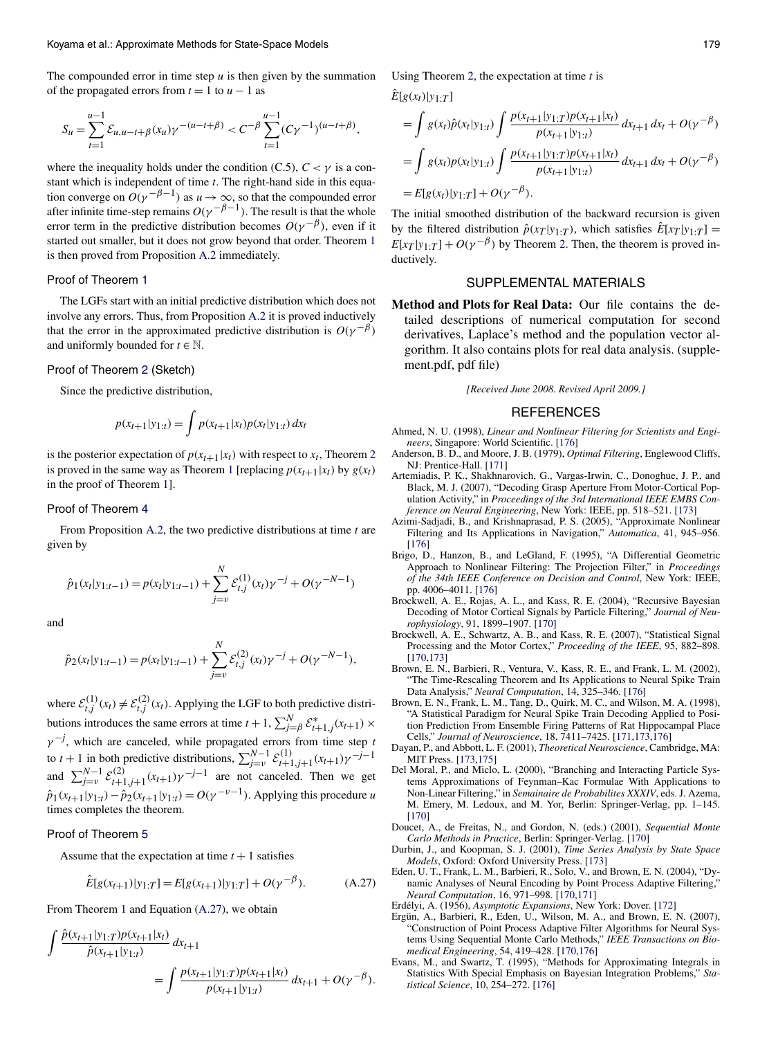The compounded error in time step $u$ is then given by the summation of the propagated errors from $t = 1$ to $u - 1$ as

$$S_u = \sum_{t=1}^{u-1} \mathcal{E}_{u,u-t+\beta}(x_u)\gamma^{-(u-t+\beta)} < C^{-\beta} \sum_{t=1}^{u-1} (C\gamma^{-1})^{(u-t+\beta)},$$

where the inequality holds under the condition (C.5), $C < \gamma$ is a constant which is independent of time $t$. The right-hand side in this equation converge on $O(\gamma^{-\beta-1})$ as $u \to \infty$, so that the compounded error after infinite time-step remains $O(\gamma^{-\beta-1})$. The result is that the whole error term in the predictive distribution becomes $O(\gamma^{-\beta})$, even if it started out smaller, but it does not grow beyond that order. Theorem 1 is then proved from Proposition A.2 immediately.

### Proof of Theorem 1

The LGFs start with an initial predictive distribution which does not involve any errors. Thus, from Proposition A.2 it is proved inductively that the error in the approximated predictive distribution is $O(\gamma^{-\beta})$ and uniformly bounded for $t \in \mathbb{N}$.

### Proof of Theorem 2 (Sketch)

Since the predictive distribution,

$$p(x_{t+1}|y_{1:t}) = \int p(x_{t+1}|x_t)p(x_t|y_{1:t})\,dx_t$$

is the posterior expectation of $p(x_{t+1}|x_t)$ with respect to $x_t$, Theorem 2 is proved in the same way as Theorem 1 [replacing $p(x_{t+1}|x_t)$ by $g(x_t)$ in the proof of Theorem 1].

### Proof of Theorem 4

From Proposition A.2, the two predictive distributions at time $t$ are given by

$$\hat{p}_1(x_t|y_{1:t-1}) = p(x_t|y_{1:t-1}) + \sum_{j=\nu}^{N} \mathcal{E}_{t,j}^{(1)}(x_t)\gamma^{-j} + O(\gamma^{-N-1})$$

and

$$\hat{p}_2(x_t|y_{1:t-1}) = p(x_t|y_{1:t-1}) + \sum_{j=\nu}^{N} \mathcal{E}_{t,j}^{(2)}(x_t)\gamma^{-j} + O(\gamma^{-N-1}),$$

where $\mathcal{E}_{t,j}^{(1)}(x_t) \neq \mathcal{E}_{t,j}^{(2)}(x_t)$. Applying the LGF to both predictive distributions introduces the same errors at time $t+1$, $\sum_{j=\beta}^{N} \mathcal{E}_{t+1,j}^{*}(x_{t+1}) \times \gamma^{-j}$, which are canceled, while propagated errors from time step $t$ to $t+1$ in both predictive distributions, $\sum_{j=\nu}^{N-1} \mathcal{E}_{t+1,j+1}^{(1)}(x_{t+1})\gamma^{-j-1}$ and $\sum_{j=\nu}^{N-1} \mathcal{E}_{t+1,j+1}^{(2)}(x_{t+1})\gamma^{-j-1}$ are not canceled. Then we get $\hat{p}_1(x_{t+1}|y_{1:t}) - \hat{p}_2(x_{t+1}|y_{1:t}) = O(\gamma^{-\nu-1})$. Applying this procedure $u$ times completes the theorem.

### Proof of Theorem 5

Assume that the expectation at time $t+1$ satisfies

$$\hat{E}[g(x_{t+1})|y_{1:T}] = E[g(x_{t+1})|y_{1:T}] + O(\gamma^{-\beta}). \tag{A.27}$$

From Theorem 1 and Equation (A.27), we obtain

$$\int \frac{\hat{p}(x_{t+1}|y_{1:T})p(x_{t+1}|x_t)}{\hat{p}(x_{t+1}|y_{1:t})}\,dx_{t+1} = \int \frac{p(x_{t+1}|y_{1:T})p(x_{t+1}|x_t)}{p(x_{t+1}|y_{1:t})}\,dx_{t+1} + O(\gamma^{-\beta}).$$

Using Theorem 2, the expectation at time $t$ is

$$\begin{aligned}
\hat{E}[g(x_t)|y_{1:T}] &= \int g(x_t)\hat{p}(x_t|y_{1:t}) \int \frac{p(x_{t+1}|y_{1:T})p(x_{t+1}|x_t)}{p(x_{t+1}|y_{1:t})}\,dx_{t+1}\,dx_t + O(\gamma^{-\beta}) \\
&= \int g(x_t)p(x_t|y_{1:t}) \int \frac{p(x_{t+1}|y_{1:T})p(x_{t+1}|x_t)}{p(x_{t+1}|y_{1:t})}\,dx_{t+1}\,dx_t + O(\gamma^{-\beta}) \\
&= E[g(x_t)|y_{1:T}] + O(\gamma^{-\beta}).
\end{aligned}$$

The initial smoothed distribution of the backward recursion is given by the filtered distribution $\hat{p}(x_T|y_{1:T})$, which satisfies $\hat{E}[x_T|y_{1:T}] = E[x_T|y_{1:T}] + O(\gamma^{-\beta})$ by Theorem 2. Then, the theorem is proved inductively.

## SUPPLEMENTAL MATERIALS

**Method and Plots for Real Data:** Our file contains the detailed descriptions of numerical computation for second derivatives, Laplace's method and the population vector algorithm. It also contains plots for real data analysis. (supplement.pdf, pdf file)

*[Received June 2008. Revised April 2009.]*

## REFERENCES

Ahmed, N. U. (1998), *Linear and Nonlinear Filtering for Scientists and Engineers*, Singapore: World Scientific. [176]

Anderson, B. D., and Moore, J. B. (1979), *Optimal Filtering*, Englewood Cliffs, NJ: Prentice-Hall. [171]

Artemiadis, P. K., Shakhnarovich, G., Vargas-Irwin, C., Donoghue, J. P., and Black, M. J. (2007), "Decoding Grasp Aperture From Motor-Cortical Population Activity," in *Proceedings of the 3rd International IEEE EMBS Conference on Neural Engineering*, New York: IEEE, pp. 518–521. [173]

Azimi-Sadjadi, B., and Krishnaprasad, P. S. (2005), "Approximate Nonlinear Filtering and Its Applications in Navigation," *Automatica*, 41, 945–956. [176]

Brigo, D., Hanzon, B., and LeGland, F. (1995), "A Differential Geometric Approach to Nonlinear Filtering: The Projection Filter," in *Proceedings of the 34th IEEE Conference on Decision and Control*, New York: IEEE, pp. 4006–4011. [176]

Brockwell, A. E., Rojas, A. L., and Kass, R. E. (2004), "Recursive Bayesian Decoding of Motor Cortical Signals by Particle Filtering," *Journal of Neurophysiology*, 91, 1899–1907. [170]

Brockwell, A. E., Schwartz, A. B., and Kass, R. E. (2007), "Statistical Signal Processing and the Motor Cortex," *Proceeding of the IEEE*, 95, 882–898. [170,173]

Brown, E. N., Barbieri, R., Ventura, V., Kass, R. E., and Frank, L. M. (2002), "The Time-Rescaling Theorem and Its Applications to Neural Spike Train Data Analysis," *Neural Computation*, 14, 325–346. [176]

Brown, E. N., Frank, L. M., Tang, D., Quirk, M. C., and Wilson, M. A. (1998), "A Statistical Paradigm for Neural Spike Train Decoding Applied to Position Prediction From Ensemble Firing Patterns of Rat Hippocampal Place Cells," *Journal of Neuroscience*, 18, 7411–7425. [171,173,176]

Dayan, P., and Abbott, L. F. (2001), *Theoretical Neuroscience*, Cambridge, MA: MIT Press. [173,175]

Del Moral, P., and Miclo, L. (2000), "Branching and Interacting Particle Systems Approximations of Feynman–Kac Formulae With Applications to Non-Linear Filtering," in *Semainaire de Probabilites XXXIV*, eds. J. Azema, M. Emery, M. Ledoux, and M. Yor, Berlin: Springer-Verlag, pp. 1–145. [170]

Doucet, A., de Freitas, N., and Gordon, N. (eds.) (2001), *Sequential Monte Carlo Methods in Practice*, Berlin: Springer-Verlag. [170]

Durbin, J., and Koopman, S. J. (2001), *Time Series Analysis by State Space Models*, Oxford: Oxford University Press. [173]

Eden, U. T., Frank, L. M., Barbieri, R., Solo, V., and Brown, E. N. (2004), "Dynamic Analyses of Neural Encoding by Point Process Adaptive Filtering," *Neural Computation*, 16, 971–998. [170,171]

Erdélyi, A. (1956), *Asymptotic Expansions*, New York: Dover. [172]

Ergün, A., Barbieri, R., Eden, U., Wilson, M. A., and Brown, E. N. (2007), "Construction of Point Process Adaptive Filter Algorithms for Neural Systems Using Sequential Monte Carlo Methods," *IEEE Transactions on Biomedical Engineering*, 54, 419–428. [170,176]

Evans, M., and Swartz, T. (1995), "Methods for Approximating Integrals in Statistics With Special Emphasis on Bayesian Integration Problems," *Statistical Science*, 10, 254–272. [176]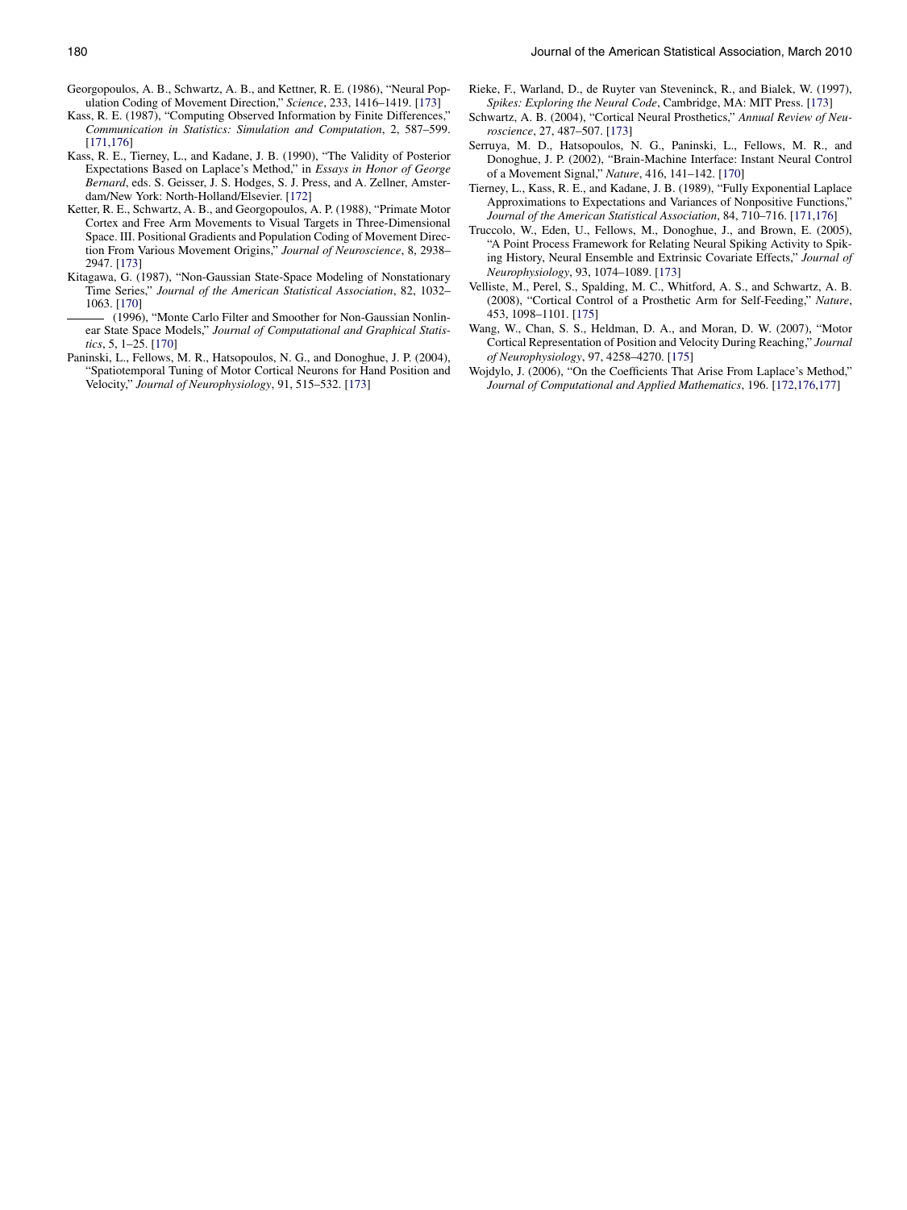Georgopoulos, A. B., Schwartz, A. B., and Kettner, R. E. (1986), "Neural Population Coding of Movement Direction," *Science*, 233, 1416–1419. [173]

Kass, R. E. (1987), "Computing Observed Information by Finite Differences," *Communication in Statistics: Simulation and Computation*, 2, 587–599. [171,176]

Kass, R. E., Tierney, L., and Kadane, J. B. (1990), "The Validity of Posterior Expectations Based on Laplace's Method," in *Essays in Honor of George Bernard*, eds. S. Geisser, J. S. Hodges, S. J. Press, and A. Zellner, Amsterdam/New York: North-Holland/Elsevier. [172]

Ketter, R. E., Schwartz, A. B., and Georgopoulos, A. P. (1988), "Primate Motor Cortex and Free Arm Movements to Visual Targets in Three-Dimensional Space. III. Positional Gradients and Population Coding of Movement Direction From Various Movement Origins," *Journal of Neuroscience*, 8, 2938–2947. [173]

Kitagawa, G. (1987), "Non-Gaussian State-Space Modeling of Nonstationary Time Series," *Journal of the American Statistical Association*, 82, 1032–1063. [170]

——— (1996), "Monte Carlo Filter and Smoother for Non-Gaussian Nonlinear State Space Models," *Journal of Computational and Graphical Statistics*, 5, 1–25. [170]

Paninski, L., Fellows, M. R., Hatsopoulos, N. G., and Donoghue, J. P. (2004), "Spatiotemporal Tuning of Motor Cortical Neurons for Hand Position and Velocity," *Journal of Neurophysiology*, 91, 515–532. [173]

Rieke, F., Warland, D., de Ruyter van Steveninck, R., and Bialek, W. (1997), *Spikes: Exploring the Neural Code*, Cambridge, MA: MIT Press. [173]

Schwartz, A. B. (2004), "Cortical Neural Prosthetics," *Annual Review of Neuroscience*, 27, 487–507. [173]

Serruya, M. D., Hatsopoulos, N. G., Paninski, L., Fellows, M. R., and Donoghue, J. P. (2002), "Brain-Machine Interface: Instant Neural Control of a Movement Signal," *Nature*, 416, 141–142. [170]

Tierney, L., Kass, R. E., and Kadane, J. B. (1989), "Fully Exponential Laplace Approximations to Expectations and Variances of Nonpositive Functions," *Journal of the American Statistical Association*, 84, 710–716. [171,176]

Truccolo, W., Eden, U., Fellows, M., Donoghue, J., and Brown, E. (2005), "A Point Process Framework for Relating Neural Spiking Activity to Spiking History, Neural Ensemble and Extrinsic Covariate Effects," *Journal of Neurophysiology*, 93, 1074–1089. [173]

Velliste, M., Perel, S., Spalding, M. C., Whitford, A. S., and Schwartz, A. B. (2008), "Cortical Control of a Prosthetic Arm for Self-Feeding," *Nature*, 453, 1098–1101. [175]

Wang, W., Chan, S. S., Heldman, D. A., and Moran, D. W. (2007), "Motor Cortical Representation of Position and Velocity During Reaching," *Journal of Neurophysiology*, 97, 4258–4270. [175]

Wojdylo, J. (2006), "On the Coefficients That Arise From Laplace's Method," *Journal of Computational and Applied Mathematics*, 196. [172,176,177]